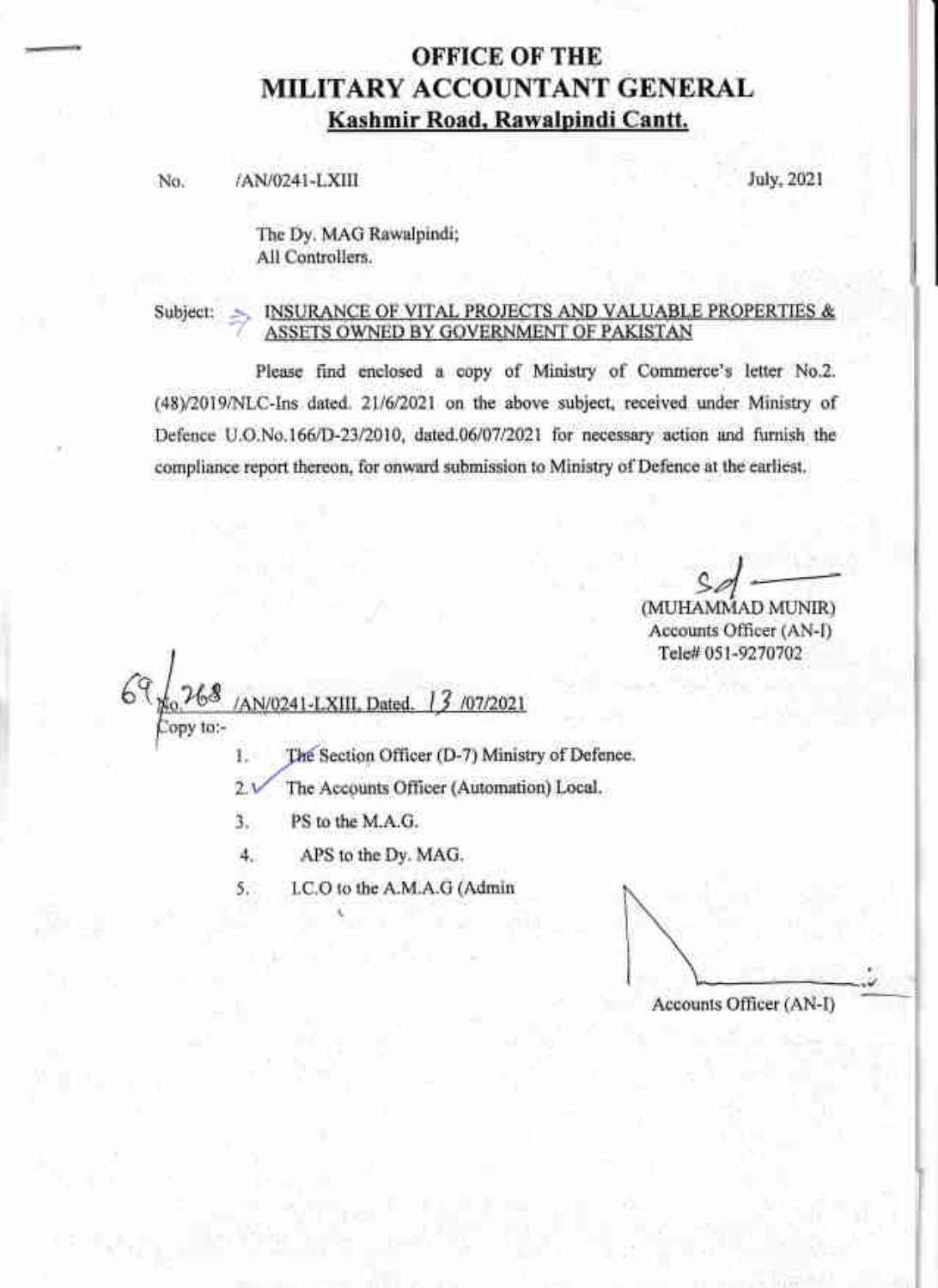# OFFICE OF THE
# MILITARY ACCOUNTANT GENERAL
## Kashmir Road, Rawalpindi Cantt.

No. /AN/0241-LXIII July, 2021

The Dy. MAG Rawalpindi;
All Controllers.

Subject: **INSURANCE OF VITAL PROJECTS AND VALUABLE PROPERTIES & ASSETS OWNED BY GOVERNMENT OF PAKISTAN**

Please find enclosed a copy of Ministry of Commerce's letter No.2. (48)/2019/NLC-Ins dated. 21/6/2021 on the above subject, received under Ministry of Defence U.O.No.166/D-23/2010, dated.06/07/2021 for necessary action and furnish the compliance report thereon, for onward submission to Ministry of Defence at the earliest.

Sd

(MUHAMMAD MUNIR)
Accounts Officer (AN-I)
Tele# 051-9270702

69 No. 268 /AN/0241-LXIII, Dated. 13 /07/2021

Copy to:-

1. The Section Officer (D-7) Ministry of Defence.
2. The Accounts Officer (Automation) Local.
3. PS to the M.A.G.
4. APS to the Dy. MAG.
5. I.C.O to the A.M.A.G (Admin

Accounts Officer (AN-I)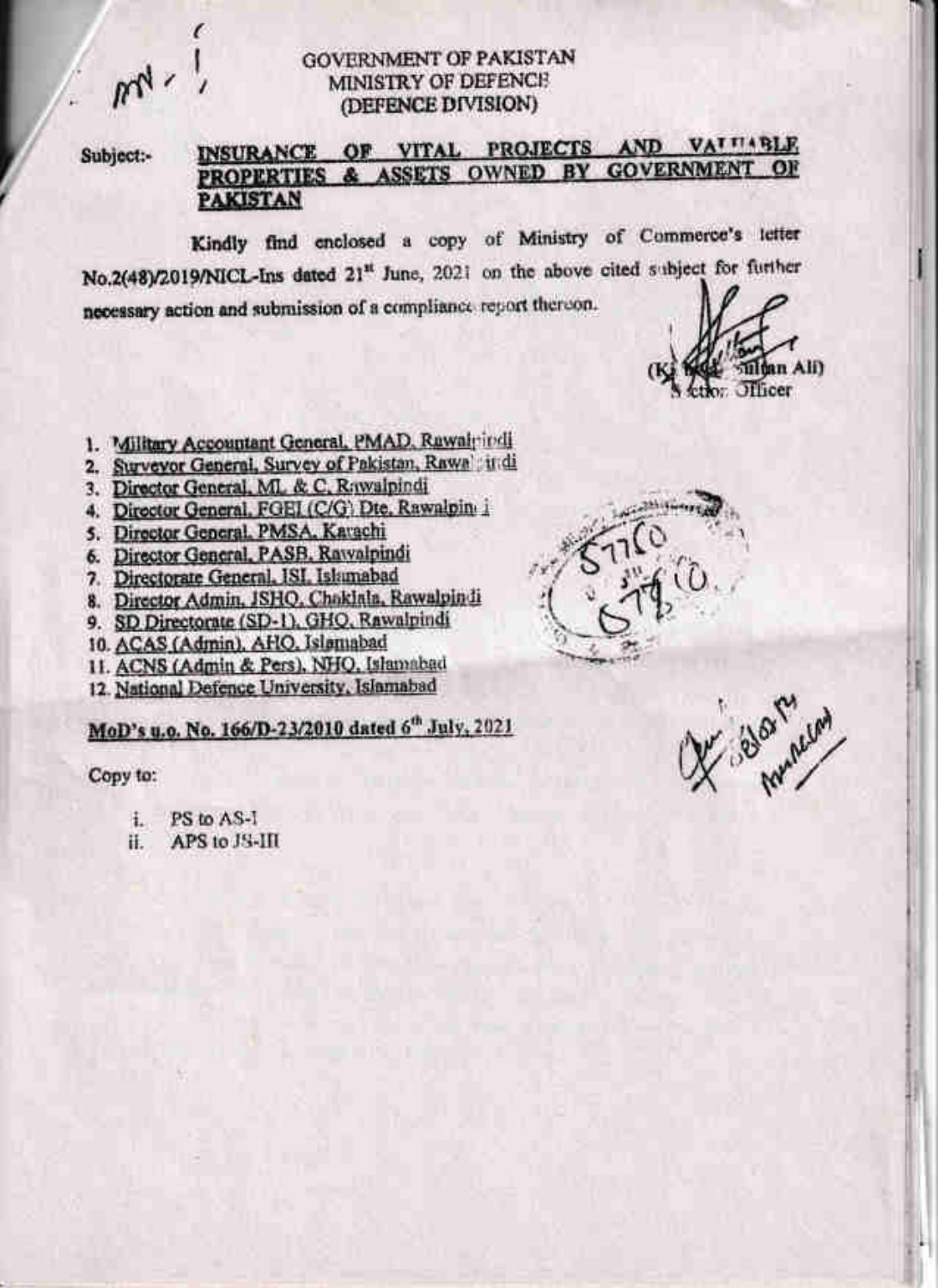GOVERNMENT OF PAKISTAN
MINISTRY OF DEFENCE
(DEFENCE DIVISION)

Subject:- **INSURANCE OF VITAL PROJECTS AND VALUABLE PROPERTIES & ASSETS OWNED BY GOVERNMENT OF PAKISTAN**

Kindly find enclosed a copy of Ministry of Commerce's letter No.2(48)/2019/NICL-Ins dated 21st June, 2021 on the above cited subject for further necessary action and submission of a compliance report thereon.

(Khalid Sultan Ali)
Section Officer

1. Military Accountant General, PMAD, Rawalpindi
2. Surveyor General, Survey of Pakistan, Rawalpindi
3. Director General, ML & C, Rawalpindi
4. Director General, FGEI (C/G) Dte, Rawalpindi
5. Director General, PMSA, Karachi
6. Director General, PASB, Rawalpindi
7. Directorate General, ISI, Islamabad
8. Director Admin, JSHQ, Chaklala, Rawalpindi
9. SD Directorate (SD-1), GHQ, Rawalpindi
10. ACAS (Admin), AHQ, Islamabad
11. ACNS (Admin & Pers), NHQ, Islamabad
12. National Defence University, Islamabad

**MoD's u.o. No. 166/D-23/2010 dated 6th July, 2021**

Copy to:

i. PS to AS-I
ii. APS to JS-III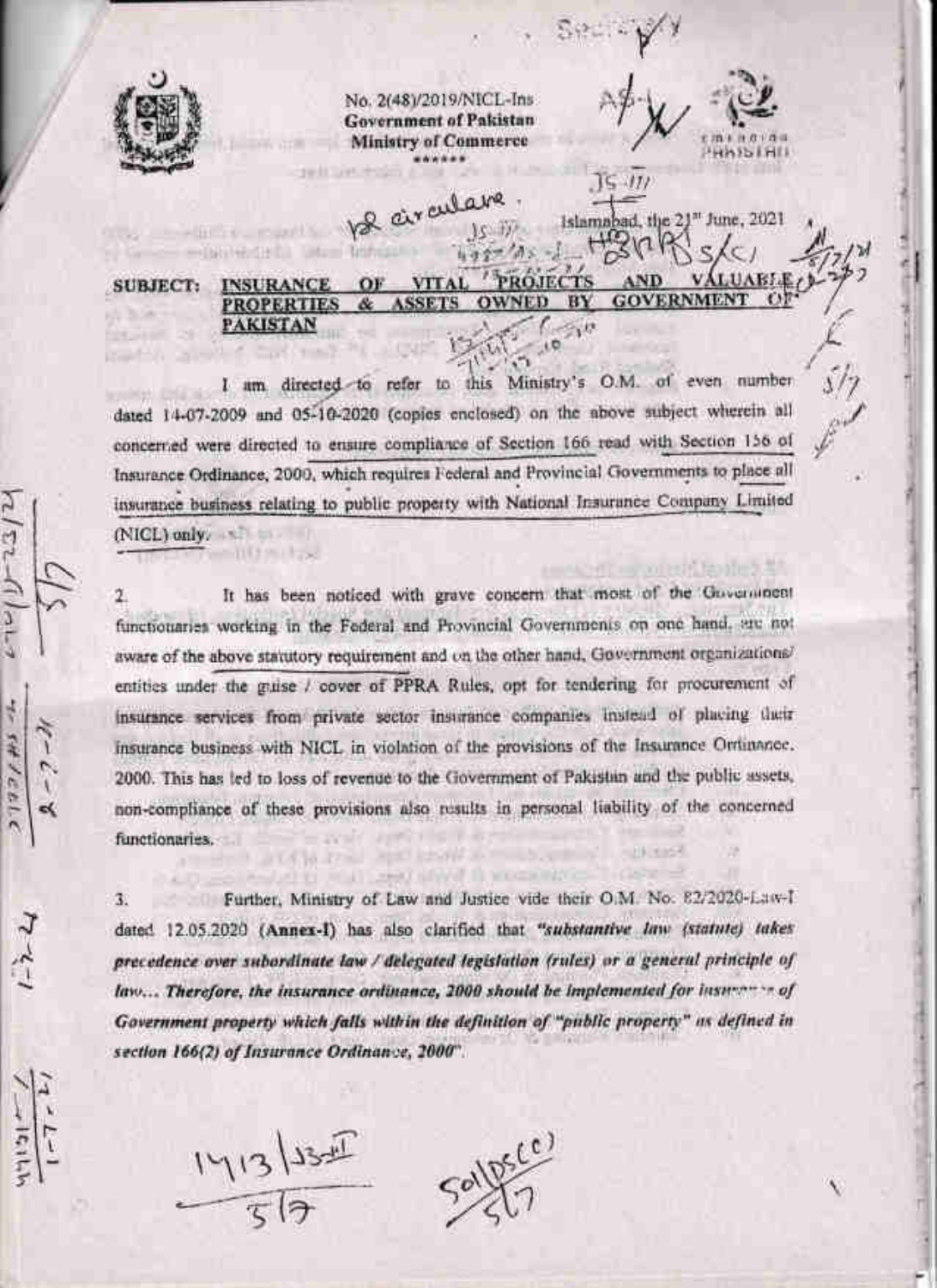No. 2(48)/2019/NICL-Ins
**Government of Pakistan**
**Ministry of Commerce**
\*\*\*\*\*\*

Islamabad, the 21st June, 2021

**SUBJECT: INSURANCE OF VITAL PROJECTS AND VALUABLE PROPERTIES & ASSETS OWNED BY GOVERNMENT OF PAKISTAN**

I am directed to refer to this Ministry's O.M. of even number dated 14-07-2009 and 05-10-2020 (copies enclosed) on the above subject wherein all concerned were directed to ensure compliance of Section 166 read with Section 156 of Insurance Ordinance, 2000, which requires Federal and Provincial Governments to place all insurance business relating to public property with National Insurance Company Limited (NICL) only.

2. It has been noticed with grave concern that most of the Government functionaries working in the Federal and Provincial Governments on one hand, are not aware of the above statutory requirement and on the other hand, Government organizations/ entities under the guise / cover of PPRA Rules, opt for tendering for procurement of insurance services from private sector insurance companies instead of placing their insurance business with NICL in violation of the provisions of the Insurance Ordinance, 2000. This has led to loss of revenue to the Government of Pakistan and the public assets, non-compliance of these provisions also results in personal liability of the concerned functionaries.

3. Further, Ministry of Law and Justice vide their O.M. No. 82/2020-Law-I dated 12.05.2020 (**Annex-I**) has also clarified that ***"substantive law (statute) takes precedence over subordinate law / delegated legislation (rules) or a general principle of law... Therefore, the insurance ordinance, 2000 should be implemented for insurance of Government property which falls within the definition of "public property" as defined in section 166(2) of Insurance Ordinance, 2000"***.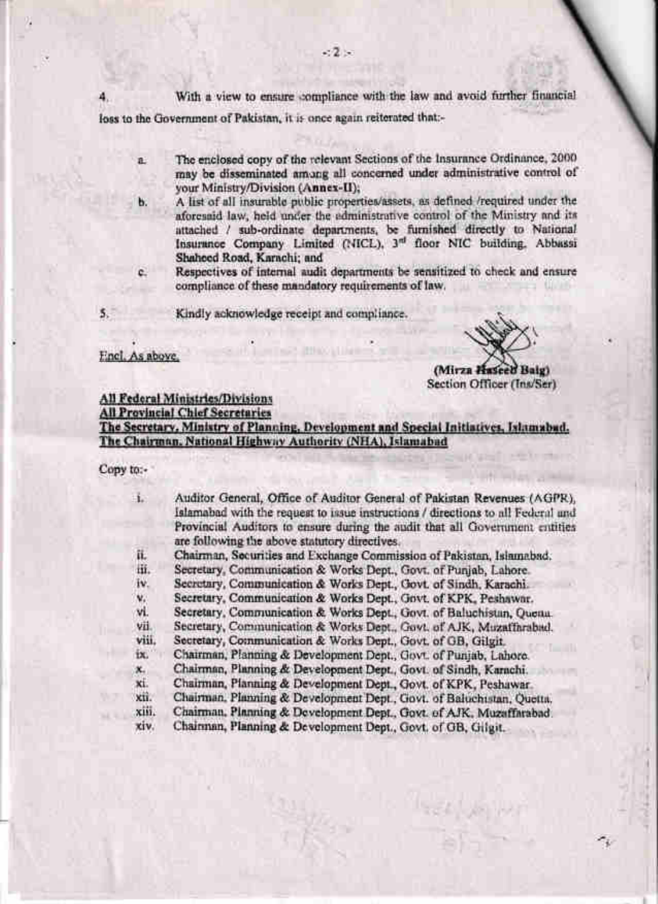4. With a view to ensure compliance with the law and avoid further financial loss to the Government of Pakistan, it is once again reiterated that:-

a. The enclosed copy of the relevant Sections of the Insurance Ordinance, 2000 may be disseminated among all concerned under administrative control of your Ministry/Division (**Annex-II**);

b. A list of all insurable public properties/assets, as defined /required under the aforesaid law, held under the administrative control of the Ministry and its attached / sub-ordinate departments, be furnished directly to National Insurance Company Limited (NICL), 3rd floor NIC building, Abbassi Shaheed Road, Karachi; and

c. Respectives of internal audit departments be sensitized to check and ensure compliance of these mandatory requirements of law.

5. Kindly acknowledge receipt and compliance.

Encl. As above.

**(Mirza Haseeb Baig)**
Section Officer (Ins/Ser)

**All Federal Ministries/Divisions**
**All Provincial Chief Secretaries**
**The Secretary, Ministry of Planning, Development and Special Initiatives, Islamabad.**
**The Chairman, National Highway Authority (NHA), Islamabad**

Copy to:-

i. Auditor General, Office of Auditor General of Pakistan Revenues (AGPR), Islamabad with the request to issue instructions / directions to all Federal and Provincial Auditors to ensure during the audit that all Government entities are following the above statutory directives.
ii. Chairman, Securities and Exchange Commission of Pakistan, Islamabad.
iii. Secretary, Communication & Works Dept., Govt. of Punjab, Lahore.
iv. Secretary, Communication & Works Dept., Govt. of Sindh, Karachi.
v. Secretary, Communication & Works Dept., Govt. of KPK, Peshawar.
vi. Secretary, Communication & Works Dept., Govt. of Baluchistan, Quetta.
vii. Secretary, Communication & Works Dept., Govt. of AJK, Muzaffarabad.
viii. Secretary, Communication & Works Dept., Govt. of GB, Gilgit.
ix. Chairman, Planning & Development Dept., Govt. of Punjab, Lahore.
x. Chairman, Planning & Development Dept., Govt. of Sindh, Karachi.
xi. Chairman, Planning & Development Dept., Govt. of KPK, Peshawar.
xii. Chairman, Planning & Development Dept., Govt. of Baluchistan, Quetta.
xiii. Chairman, Planning & Development Dept., Govt. of AJK, Muzaffarabad.
xiv. Chairman, Planning & Development Dept., Govt. of GB, Gilgit.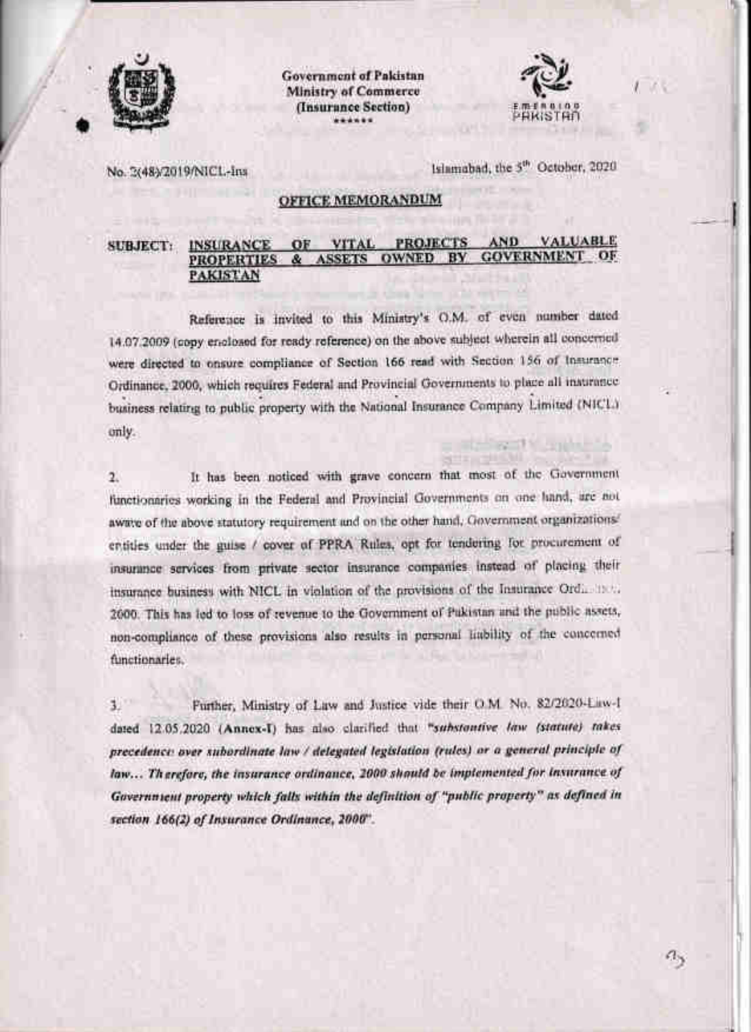**Government of Pakistan**
**Ministry of Commerce**
**(Insurance Section)**
\*\*\*\*\*\*

No. 2(48)/2019/NICL-Ins

Islamabad, the 5th October, 2020

## OFFICE MEMORANDUM

**SUBJECT: INSURANCE OF VITAL PROJECTS AND VALUABLE PROPERTIES & ASSETS OWNED BY GOVERNMENT OF PAKISTAN**

Reference is invited to this Ministry's O.M. of even number dated 14.07.2009 (copy enclosed for ready reference) on the above subject wherein all concerned were directed to ensure compliance of Section 166 read with Section 156 of Insurance Ordinance, 2000, which requires Federal and Provincial Governments to place all insurance business relating to public property with the National Insurance Company Limited (NICL) only.

2. It has been noticed with grave concern that most of the Government functionaries working in the Federal and Provincial Governments on one hand, are not aware of the above statutory requirement and on the other hand, Government organizations/ entities under the guise / cover of PPRA Rules, opt for tendering for procurement of insurance services from private sector insurance companies instead of placing their insurance business with NICL in violation of the provisions of the Insurance Ordinance, 2000. This has led to loss of revenue to the Government of Pakistan and the public assets, non-compliance of these provisions also results in personal liability of the concerned functionaries.

3. Further, Ministry of Law and Justice vide their O.M. No. 82/2020-Law-I dated 12.05.2020 (**Annex-I**) has also clarified that *"substantive law (statute) takes precedence over subordinate law / delegated legislation (rules) or a general principle of law... Therefore, the insurance ordinance, 2000 should be implemented for insurance of Government property which falls within the definition of "public property" as defined in section 166(2) of Insurance Ordinance, 2000"*.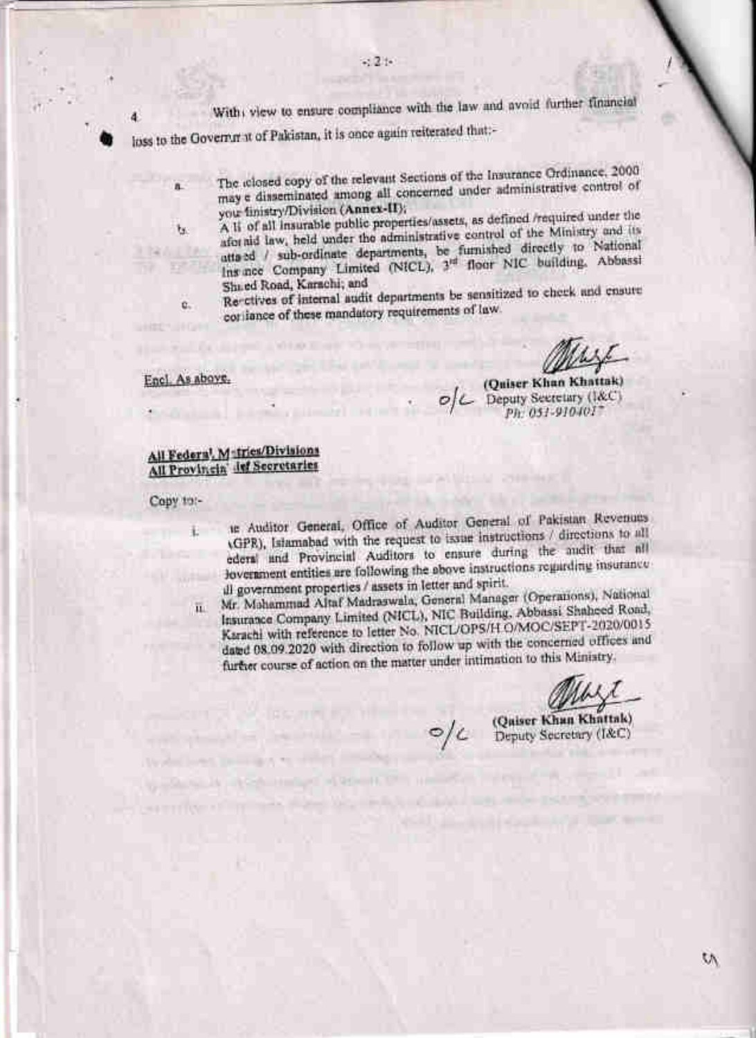4. With a view to ensure compliance with the law and avoid further financial loss to the Government of Pakistan, it is once again reiterated that:-

a. The enclosed copy of the relevant Sections of the Insurance Ordinance, 2000 may be disseminated among all concerned under administrative control of your Ministry/Division (**Annex-II**);

b. A list of all insurable public properties/assets, as defined /required under the aforesaid law, held under the administrative control of the Ministry and its attached / sub-ordinate departments, be furnished directly to National Insurance Company Limited (NICL), 3rd floor NIC building, Abbassi Shaheed Road, Karachi; and

c. Respectives of internal audit departments be sensitized to check and ensure compliance of these mandatory requirements of law.

Encl. As above.

O/C **(Qaiser Khan Khattak)**
Deputy Secretary (I&C)
Ph: 051-9104017

**All Federal Ministries/Divisions**
**All Provincial Chief Secretaries**

Copy to:-

i. The Auditor General, Office of Auditor General of Pakistan Revenues (GPR), Islamabad with the request to issue instructions / directions to all Federal and Provincial Auditors to ensure during the audit that all Government entities are following the above instructions regarding insurance of all government properties / assets in letter and spirit.

ii. Mr. Mohammad Altaf Madraswala, General Manager (Operations), National Insurance Company Limited (NICL), NIC Building, Abbassi Shaheed Road, Karachi with reference to letter No. NICL/OPS/H.O/MOC/SEPT-2020/0015 dated 08.09.2020 with direction to follow up with the concerned offices and further course of action on the matter under intimation to this Ministry.

O/C **(Qaiser Khan Khattak)**
Deputy Secretary (I&C)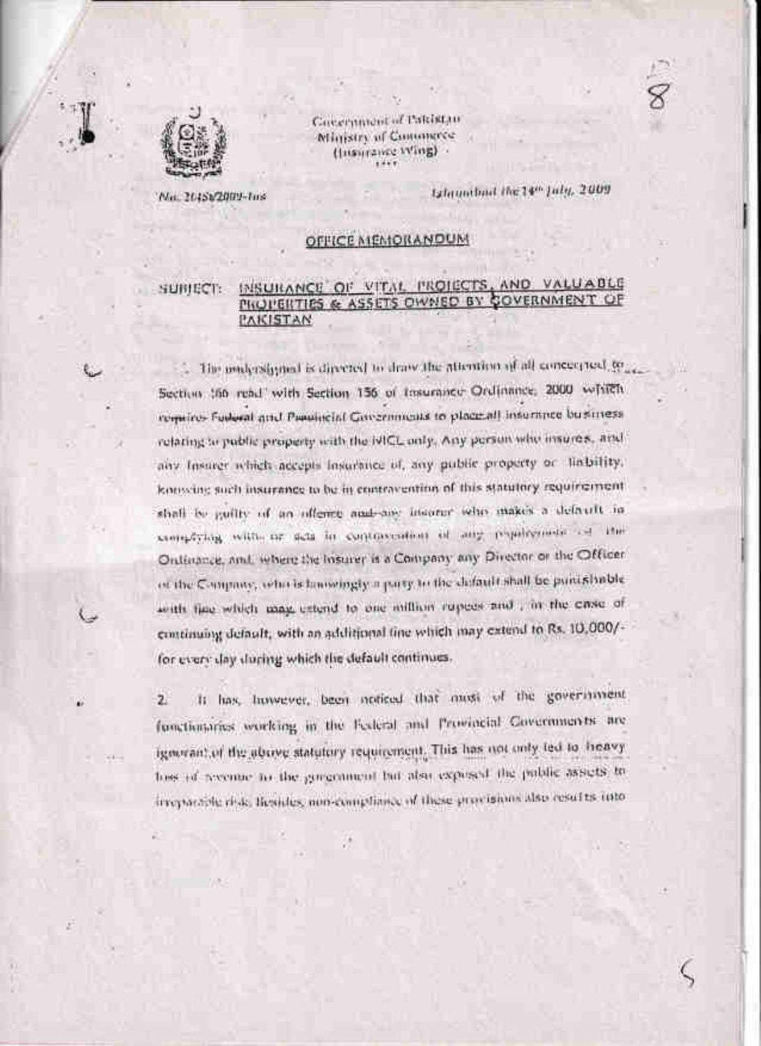Government of Pakistan
Ministry of Commerce
(Insurance Wing)

No. 2(45)/2009-Ins

Islamabad the 14th July, 2009

## OFFICE MEMORANDUM

SUBJECT: INSURANCE OF VITAL PROJECTS, AND VALUABLE PROPERTIES & ASSETS OWNED BY GOVERNMENT OF PAKISTAN

The undersigned is directed to draw the attention of all concerned to Section 166 read with Section 156 of Insurance Ordinance, 2000 which requires Federal and Provincial Governments to place all insurance business relating to public property with the NICL only. Any person who insures, and any Insurer which accepts insurance of, any public property or liability, knowing such insurance to be in contravention of this statutory requirement shall be guilty of an offence and any insurer who makes a default in complying with or acts in contravention of any requirement of the Ordinance, and, where the Insurer is a Company any Director or the Officer of the Company, who is knowingly a party to the default shall be punishable with fine which may extend to one million rupees and , in the case of continuing default, with an additional fine which may extend to Rs. 10,000/- for every day during which the default continues.

2. It has, however, been noticed that most of the government functionaries working in the Federal and Provincial Governments are ignorant of the above statutory requirement. This has not only led to heavy loss of revenue to the government but also exposed the public assets to irreparable risk. Besides, non-compliance of these provisions also results into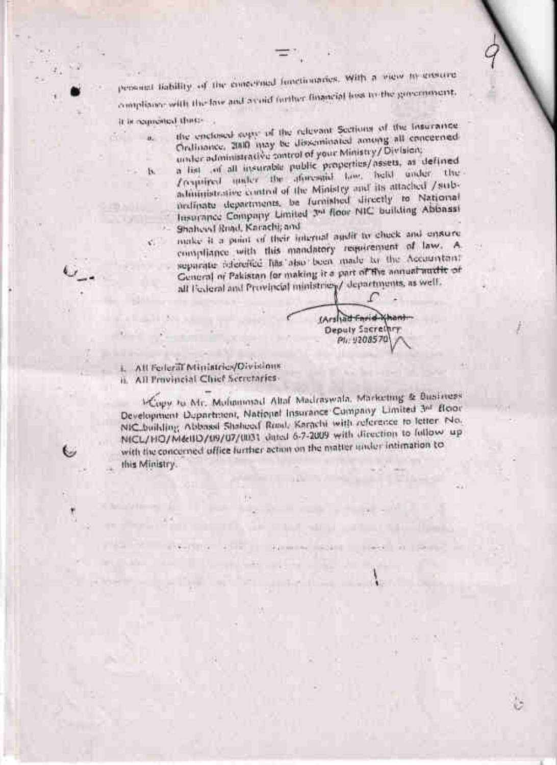personal liability of the concerned functionaries. With a view to ensure compliance with the law and avoid further financial loss to the government, it is requested that:-

a. the enclosed copy of the relevant Sections of the Insurance Ordinance, 2000 may be disseminated among all concerned under administrative control of your Ministry/Division;

b. a list of all insurable public properties/assets, as defined /required under the aforesaid law, held under the administrative control of the Ministry and its attached /sub-ordinate departments, be furnished directly to National Insurance Company Limited 3rd floor NIC building Abbassi Shaheed Road, Karachi; and

c. make it a point of their internal audit to check and ensure compliance with this mandatory requirement of law. A separate reference has also been made to the Accountant General of Pakistan for making it a part of the annual audit of all Federal and Provincial ministries/ departments, as well.

(Arshad Farid Khan)
Deputy Secretary
Ph: 9208570

i. All Federal Ministries/Divisions
ii. All Provincial Chief Secretaries

Copy to Mr. Muhammad Altaf Madraswala, Marketing & Business Development Department, National Insurance Company Limited 3rd floor NIC building Abbassi Shaheed Road, Karachi with reference to letter No. NICL/HO/MeBD/09/07/0033 dated 6-7-2009 with direction to follow up with the concerned office further action on the matter under intimation to this Ministry.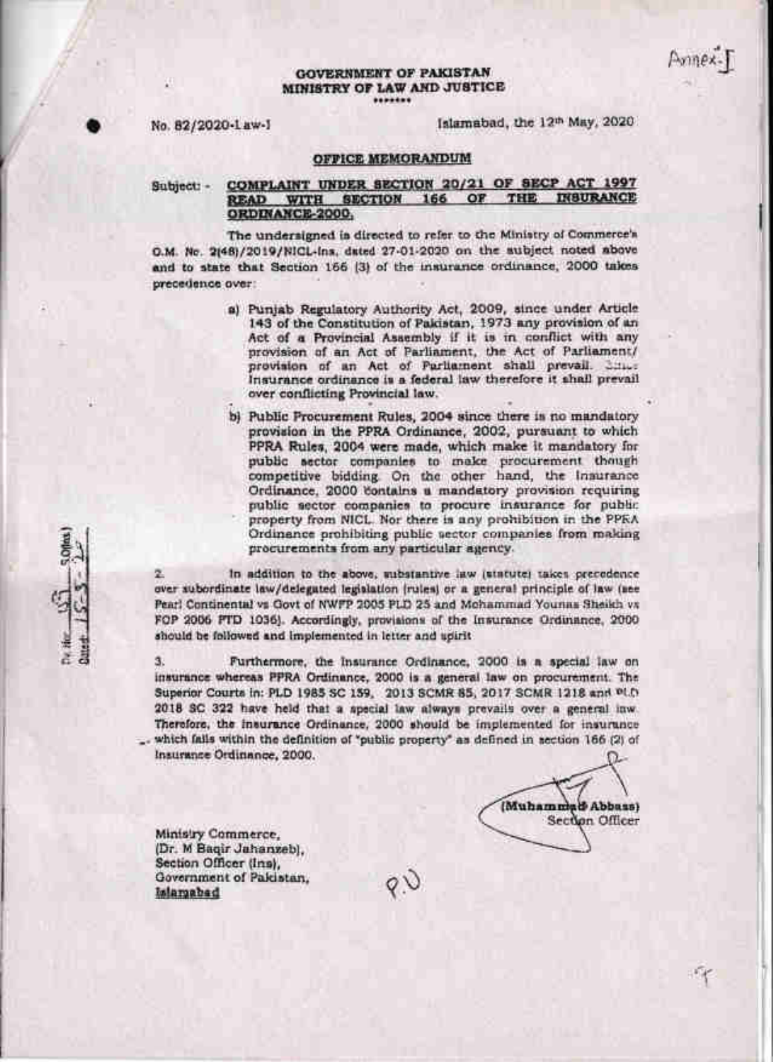Annex-J

**GOVERNMENT OF PAKISTAN**
**MINISTRY OF LAW AND JUSTICE**

\*\*\*\*\*\*\*

No. 82/2020-Law-I

Islamabad, the 12th May, 2020

## OFFICE MEMORANDUM

Subject: - **COMPLAINT UNDER SECTION 20/21 OF SECP ACT 1997 READ WITH SECTION 166 OF THE INSURANCE ORDINANCE-2000.**

The undersigned is directed to refer to the Ministry of Commerce's O.M. No. 2(48)/2019/NICL-Ins, dated 27-01-2020 on the subject noted above and to state that Section 166 (3) of the insurance ordinance, 2000 takes precedence over:

a) Punjab Regulatory Authority Act, 2009, since under Article 143 of the Constitution of Pakistan, 1973 any provision of an Act of a Provincial Assembly if it is in conflict with any provision of an Act of Parliament, the Act of Parliament/ provision of an Act of Parliament shall prevail. Since Insurance ordinance is a federal law therefore it shall prevail over conflicting Provincial law.

b) Public Procurement Rules, 2004 since there is no mandatory provision in the PPRA Ordinance, 2002, pursuant to which PPRA Rules, 2004 were made, which make it mandatory for public sector companies to make procurement though competitive bidding. On the other hand, the Insurance Ordinance, 2000 contains a mandatory provision requiring public sector companies to procure insurance for public property from NICL. Nor there is any prohibition in the PPRA Ordinance prohibiting public sector companies from making procurements from any particular agency.

2. In addition to the above, substantive law (statute) takes precedence over subordinate law/delegated legislation (rules) or a general principle of law (see Pearl Continental vs Govt of NWFP 2005 PLD 25 and Mohammad Younas Sheikh vs FOP 2006 PTD 1036). Accordingly, provisions of the Insurance Ordinance, 2000 should be followed and implemented in letter and spirit

3. Furthermore, the Insurance Ordinance, 2000 is a special law on insurance whereas PPRA Ordinance, 2000 is a general law on procurement. The Superior Courts in: PLD 1985 SC 159, 2013 SCMR 85, 2017 SCMR 1218 and PLD 2018 SC 322 have held that a special law always prevails over a general law. Therefore, the insurance Ordinance, 2000 should be implemented for insurance which falls within the definition of "public property" as defined in section 166 (2) of Insurance Ordinance, 2000.

(Muhammad Abbass)
Section Officer

Ministry Commerce,
(Dr. M Baqir Jahanzeb),
Section Officer (Ins),
Government of Pakistan,
Islamabad

P.U

Dy. No. 151 S.O(Ins)
Dated: 15-5-20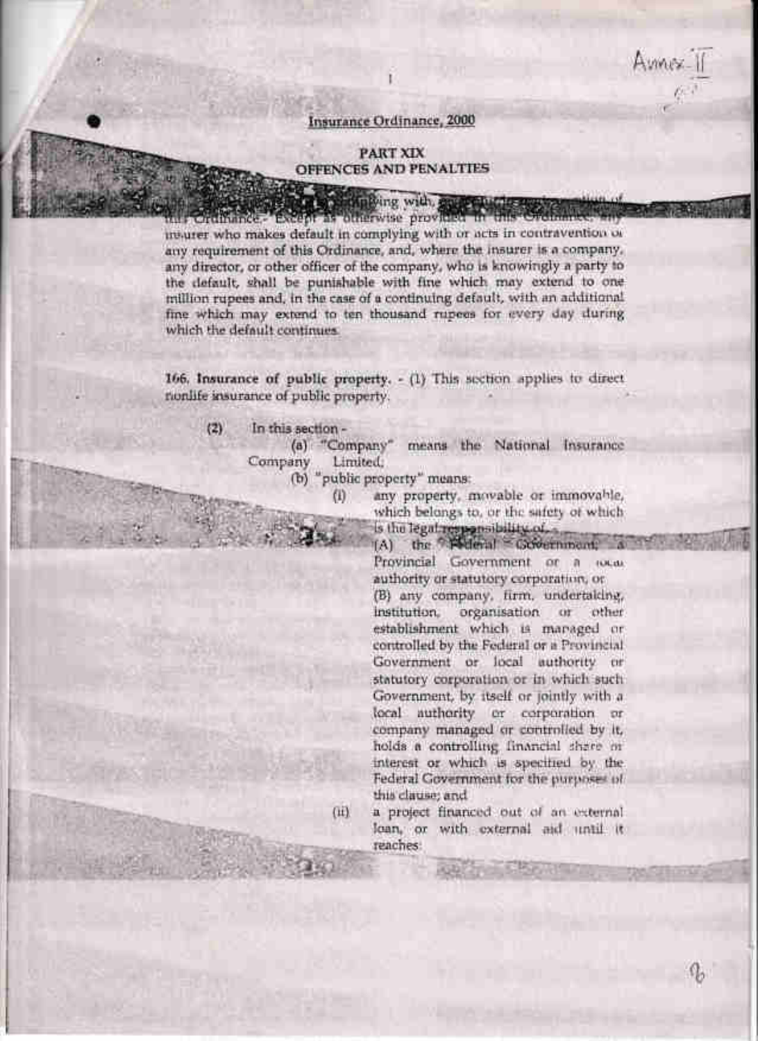Annex II

Insurance Ordinance, 2000

## PART XIX
## OFFENCES AND PENALTIES

... complying with, ... contravention of this Ordinance.- Except as otherwise provided in this Ordinance, any insurer who makes default in complying with or acts in contravention of any requirement of this Ordinance, and, where the insurer is a company, any director, or other officer of the company, who is knowingly a party to the default, shall be punishable with fine which may extend to one million rupees and, in the case of a continuing default, with an additional fine which may extend to ten thousand rupees for every day during which the default continues.

**166. Insurance of public property.** - (1) This section applies to direct nonlife insurance of public property.

(2) In this section -

(a) "Company" means the National Insurance Company Limited;

(b) "public property" means:

(i) any property, movable or immovable, which belongs to, or the safety of which is the legal responsibility of,-

(A) the Federal Government, a Provincial Government or a local authority or statutory corporation, or

(B) any company, firm, undertaking, institution, organisation or other establishment which is managed or controlled by the Federal or a Provincial Government or local authority or statutory corporation or in which such Government, by itself or jointly with a local authority or corporation or company managed or controlled by it, holds a controlling financial share or interest or which is specified by the Federal Government for the purposes of this clause; and

(ii) a project financed out of an external loan, or with external aid until it reaches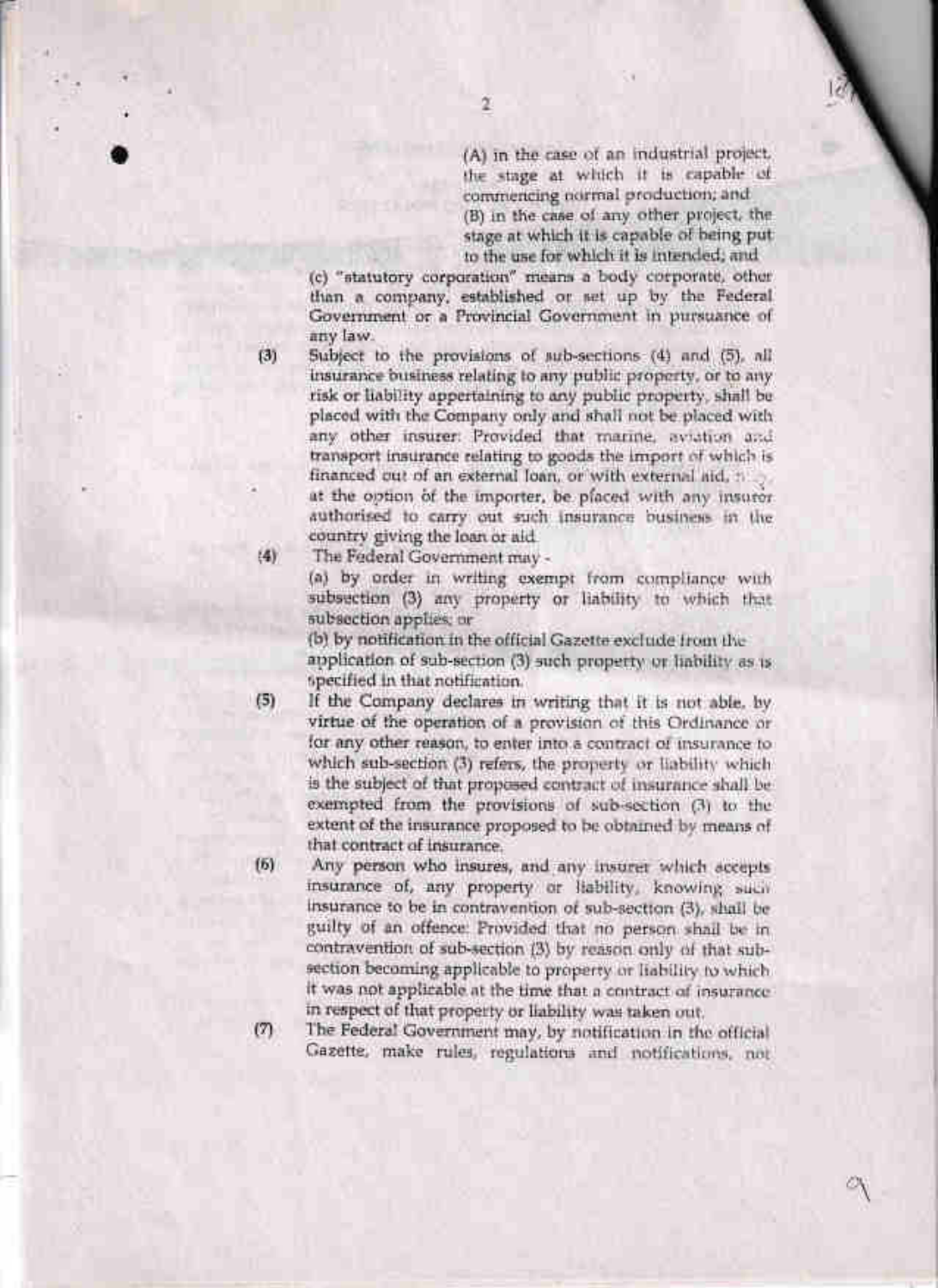(A) in the case of an industrial project, the stage at which it is capable of commencing normal production; and

(B) in the case of any other project, the stage at which it is capable of being put to the use for which it is intended; and

(c) "statutory corporation" means a body corporate, other than a company, established or set up by the Federal Government or a Provincial Government in pursuance of any law.

(3) Subject to the provisions of sub-sections (4) and (5), all insurance business relating to any public property, or to any risk or liability appertaining to any public property, shall be placed with the Company only and shall not be placed with any other insurer: Provided that marine, aviation and transport insurance relating to goods the import of which is financed out of an external loan, or with external aid, may, at the option of the importer, be placed with any insurer authorised to carry out such insurance business in the country giving the loan or aid.

(4) The Federal Government may -

(a) by order in writing exempt from compliance with subsection (3) any property or liability to which that subsection applies; or

(b) by notification in the official Gazette exclude from the application of sub-section (3) such property or liability as is specified in that notification.

(5) If the Company declares in writing that it is not able, by virtue of the operation of a provision of this Ordinance or for any other reason, to enter into a contract of insurance to which sub-section (3) refers, the property or liability which is the subject of that proposed contract of insurance shall be exempted from the provisions of sub-section (3) to the extent of the insurance proposed to be obtained by means of that contract of insurance.

(6) Any person who insures, and any insurer which accepts insurance of, any property or liability, knowing such insurance to be in contravention of sub-section (3), shall be guilty of an offence: Provided that no person shall be in contravention of sub-section (3) by reason only of that sub-section becoming applicable to property or liability to which it was not applicable at the time that a contract of insurance in respect of that property or liability was taken out.

(7) The Federal Government may, by notification in the official Gazette, make rules, regulations and notifications, not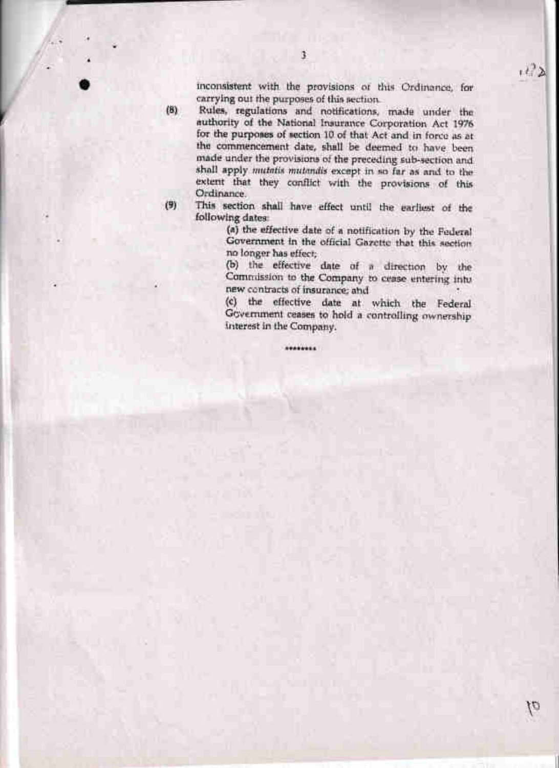inconsistent with the provisions of this Ordinance, for carrying out the purposes of this section.

(8) Rules, regulations and notifications, made under the authority of the National Insurance Corporation Act 1976 for the purposes of section 10 of that Act and in force as at the commencement date, shall be deemed to have been made under the provisions of the preceding sub-section and shall apply *mutatis mutandis* except in so far as and to the extent that they conflict with the provisions of this Ordinance.

(9) This section shall have effect until the earliest of the following dates:

(a) the effective date of a notification by the Federal Government in the official Gazette that this section no longer has effect;

(b) the effective date of a direction by the Commission to the Company to cease entering into new contracts of insurance; and

(c) the effective date at which the Federal Government ceases to hold a controlling ownership interest in the Company.

********